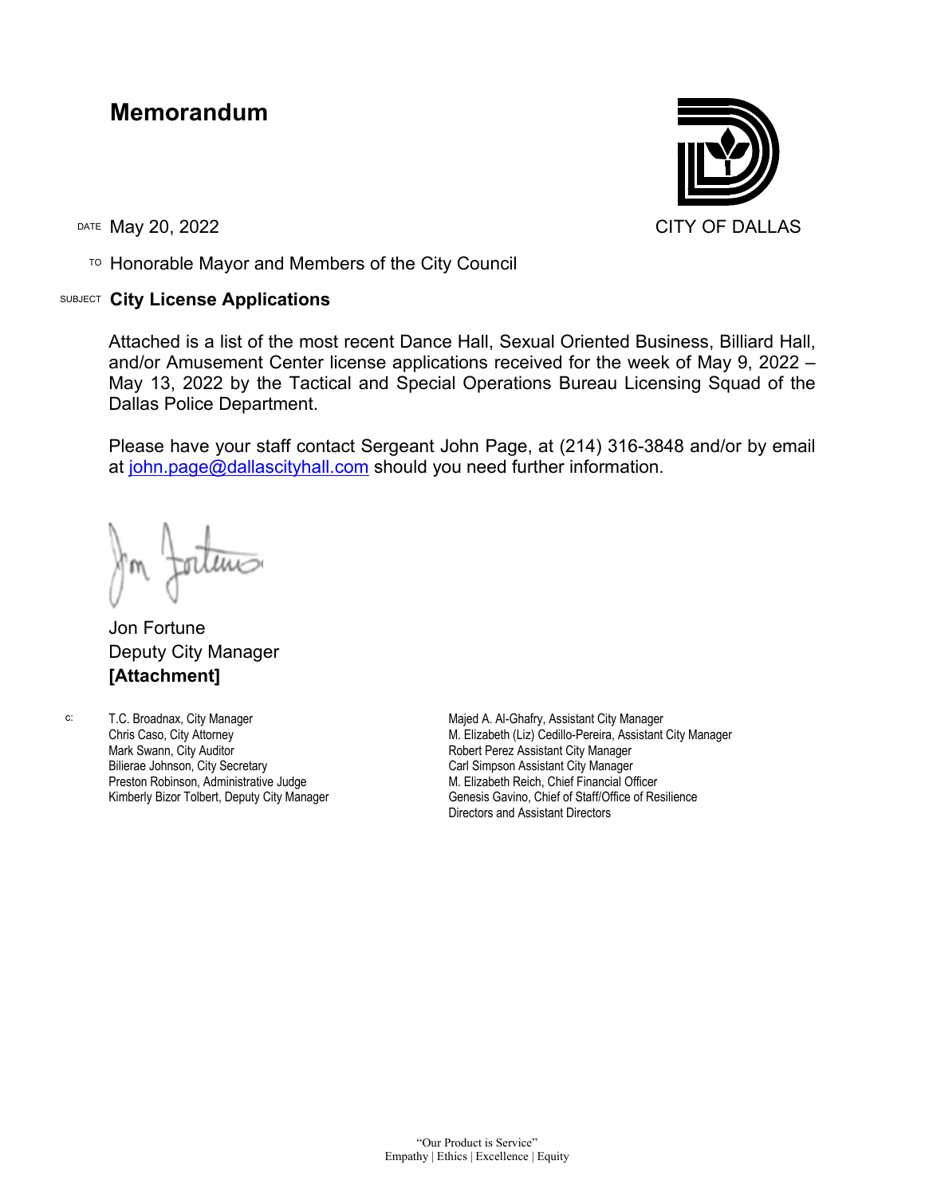# Memorandum

CITY OF DALLAS

DATE May 20, 2022

TO Honorable Mayor and Members of the City Council

SUBJECT **City License Applications**

Attached is a list of the most recent Dance Hall, Sexual Oriented Business, Billiard Hall, and/or Amusement Center license applications received for the week of May 9, 2022 – May 13, 2022 by the Tactical and Special Operations Bureau Licensing Squad of the Dallas Police Department.

Please have your staff contact Sergeant John Page, at (214) 316-3848 and/or by email at john.page@dallascityhall.com should you need further information.

Jon Fortune
Deputy City Manager
**[Attachment]**

c:
T.C. Broadnax, City Manager
Chris Caso, City Attorney
Mark Swann, City Auditor
Bilierae Johnson, City Secretary
Preston Robinson, Administrative Judge
Kimberly Bizor Tolbert, Deputy City Manager
Majed A. Al-Ghafry, Assistant City Manager
M. Elizabeth (Liz) Cedillo-Pereira, Assistant City Manager
Robert Perez Assistant City Manager
Carl Simpson Assistant City Manager
M. Elizabeth Reich, Chief Financial Officer
Genesis Gavino, Chief of Staff/Office of Resilience
Directors and Assistant Directors

"Our Product is Service"
Empathy | Ethics | Excellence | Equity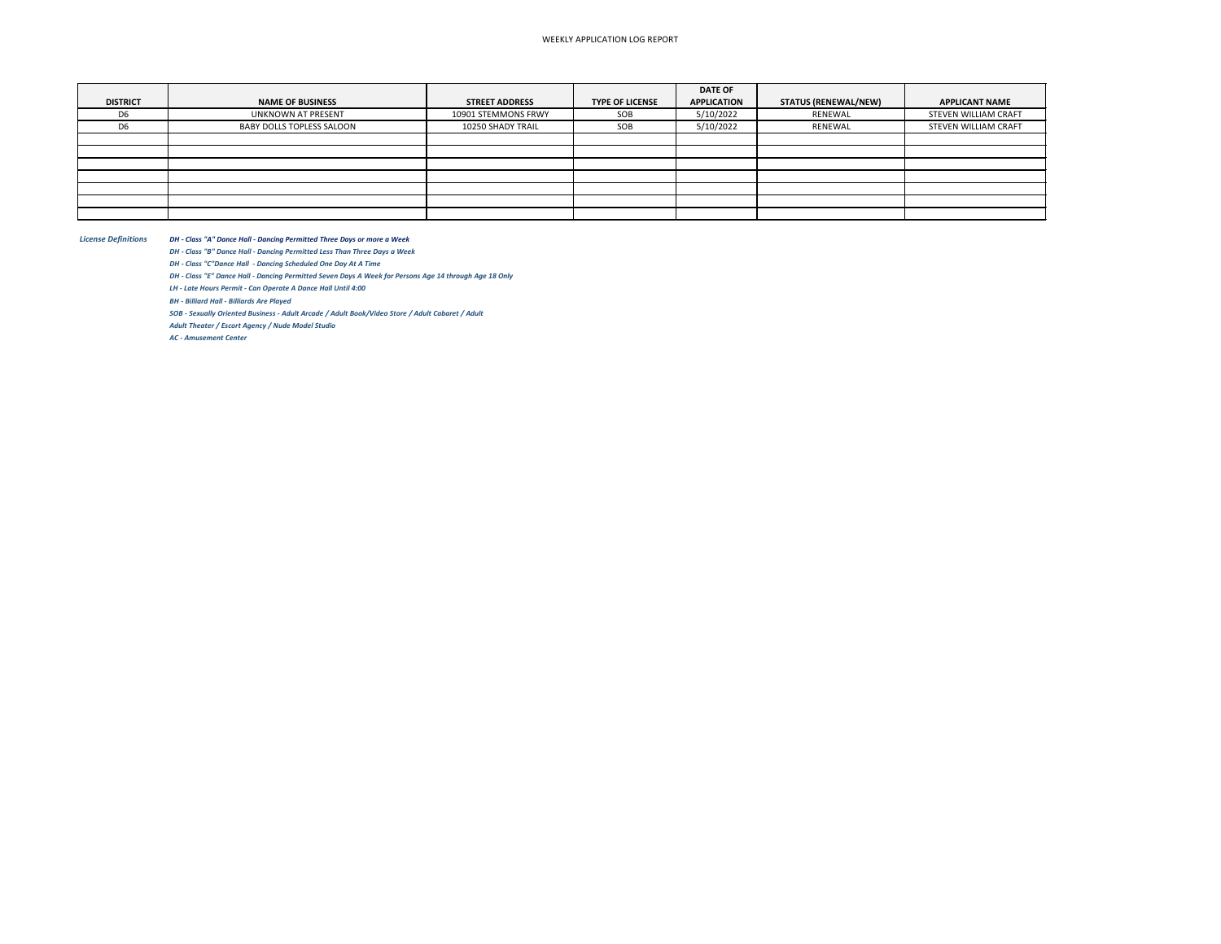WEEKLY APPLICATION LOG REPORT

| DISTRICT | NAME OF BUSINESS | STREET ADDRESS | TYPE OF LICENSE | DATE OF APPLICATION | STATUS (RENEWAL/NEW) | APPLICANT NAME |
|---|---|---|---|---|---|---|
| D6 | UNKNOWN AT PRESENT | 10901 STEMMONS FRWY | SOB | 5/10/2022 | RENEWAL | STEVEN WILLIAM CRAFT |
| D6 | BABY DOLLS TOPLESS SALOON | 10250 SHADY TRAIL | SOB | 5/10/2022 | RENEWAL | STEVEN WILLIAM CRAFT |
| | | | | | | |
| | | | | | | |
| | | | | | | |
| | | | | | | |
| | | | | | | |
| | | | | | | |
| | | | | | | |

*License Definitions*

***DH - Class "A" Dance Hall - Dancing Permitted Three Days or more a Week***

***DH - Class "B" Dance Hall - Dancing Permitted Less Than Three Days a Week***

***DH - Class "C"Dance Hall - Dancing Scheduled One Day At A Time***

***DH - Class "E" Dance Hall - Dancing Permitted Seven Days A Week for Persons Age 14 through Age 18 Only***

***LH - Late Hours Permit - Can Operate A Dance Hall Until 4:00***

***BH - Billiard Hall - Billiards Are Played***

***SOB - Sexually Oriented Business - Adult Arcade / Adult Book/Video Store / Adult Cabaret / Adult***

***Adult Theater / Escort Agency / Nude Model Studio***

***AC - Amusement Center***